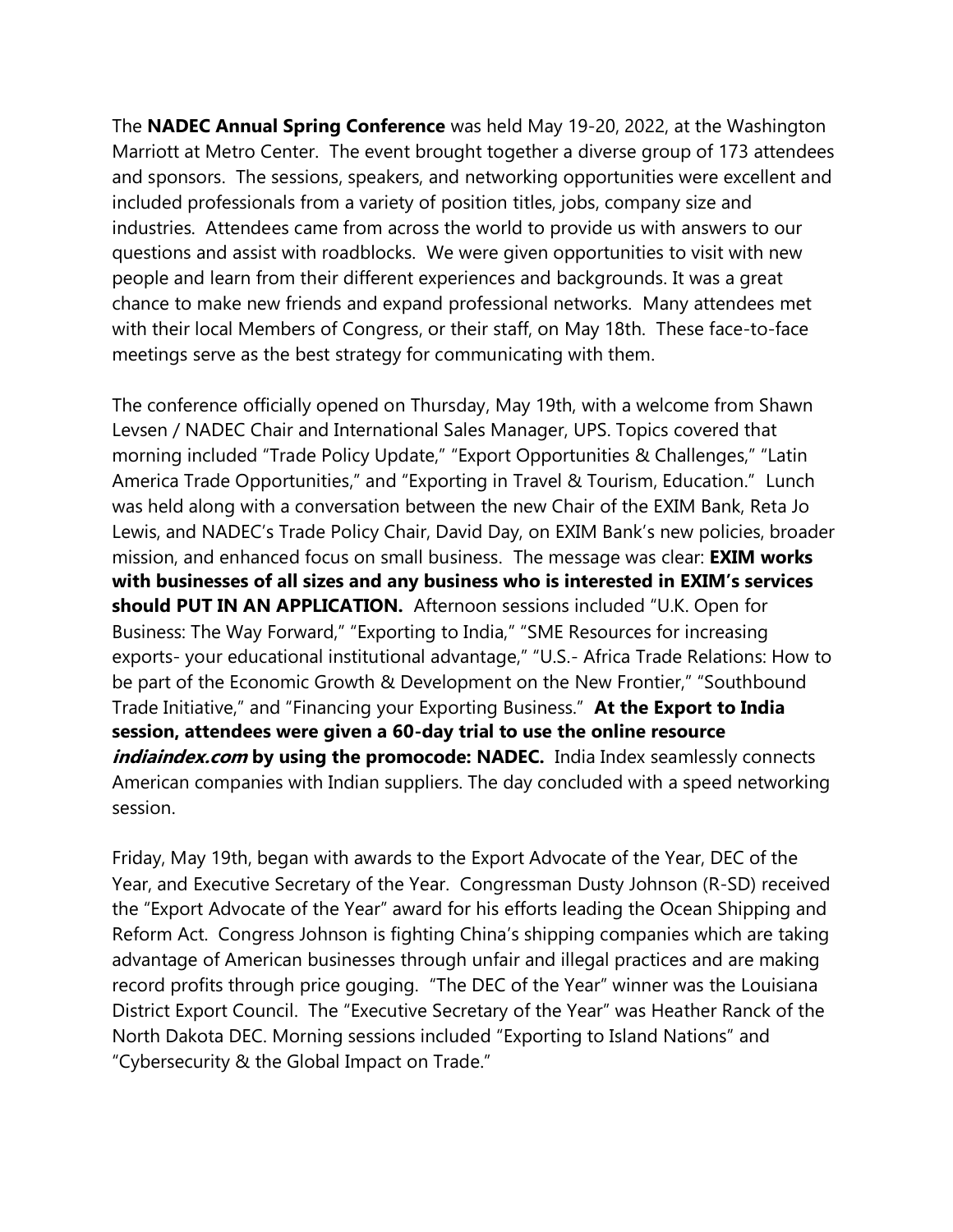The **NADEC Annual Spring Conference** was held May 19-20, 2022, at the Washington Marriott at Metro Center. The event brought together a diverse group of 173 attendees and sponsors. The sessions, speakers, and networking opportunities were excellent and included professionals from a variety of position titles, jobs, company size and industries. Attendees came from across the world to provide us with answers to our questions and assist with roadblocks. We were given opportunities to visit with new people and learn from their different experiences and backgrounds. It was a great chance to make new friends and expand professional networks. Many attendees met with their local Members of Congress, or their staff, on May 18th. These face-to-face meetings serve as the best strategy for communicating with them.

The conference officially opened on Thursday, May 19th, with a welcome from Shawn Levsen / NADEC Chair and International Sales Manager, UPS. Topics covered that morning included "Trade Policy Update," "Export Opportunities & Challenges," "Latin America Trade Opportunities," and "Exporting in Travel & Tourism, Education." Lunch was held along with a conversation between the new Chair of the EXIM Bank, Reta Jo Lewis, and NADEC's Trade Policy Chair, David Day, on EXIM Bank's new policies, broader mission, and enhanced focus on small business. The message was clear: **EXIM works with businesses of all sizes and any business who is interested in EXIM's services should PUT IN AN APPLICATION.** Afternoon sessions included "U.K. Open for Business: The Way Forward," "Exporting to India," "SME Resources for increasing exports- your educational institutional advantage," "U.S.- Africa Trade Relations: How to be part of the Economic Growth & Development on the New Frontier," "Southbound Trade Initiative," and "Financing your Exporting Business." **At the Export to India session, attendees were given a 60-day trial to use the online resource *indiaindex.com* by using the promocode: NADEC.** India Index seamlessly connects American companies with Indian suppliers. The day concluded with a speed networking session.

Friday, May 19th, began with awards to the Export Advocate of the Year, DEC of the Year, and Executive Secretary of the Year. Congressman Dusty Johnson (R-SD) received the "Export Advocate of the Year" award for his efforts leading the Ocean Shipping and Reform Act. Congress Johnson is fighting China's shipping companies which are taking advantage of American businesses through unfair and illegal practices and are making record profits through price gouging. "The DEC of the Year" winner was the Louisiana District Export Council. The "Executive Secretary of the Year" was Heather Ranck of the North Dakota DEC. Morning sessions included "Exporting to Island Nations" and "Cybersecurity & the Global Impact on Trade."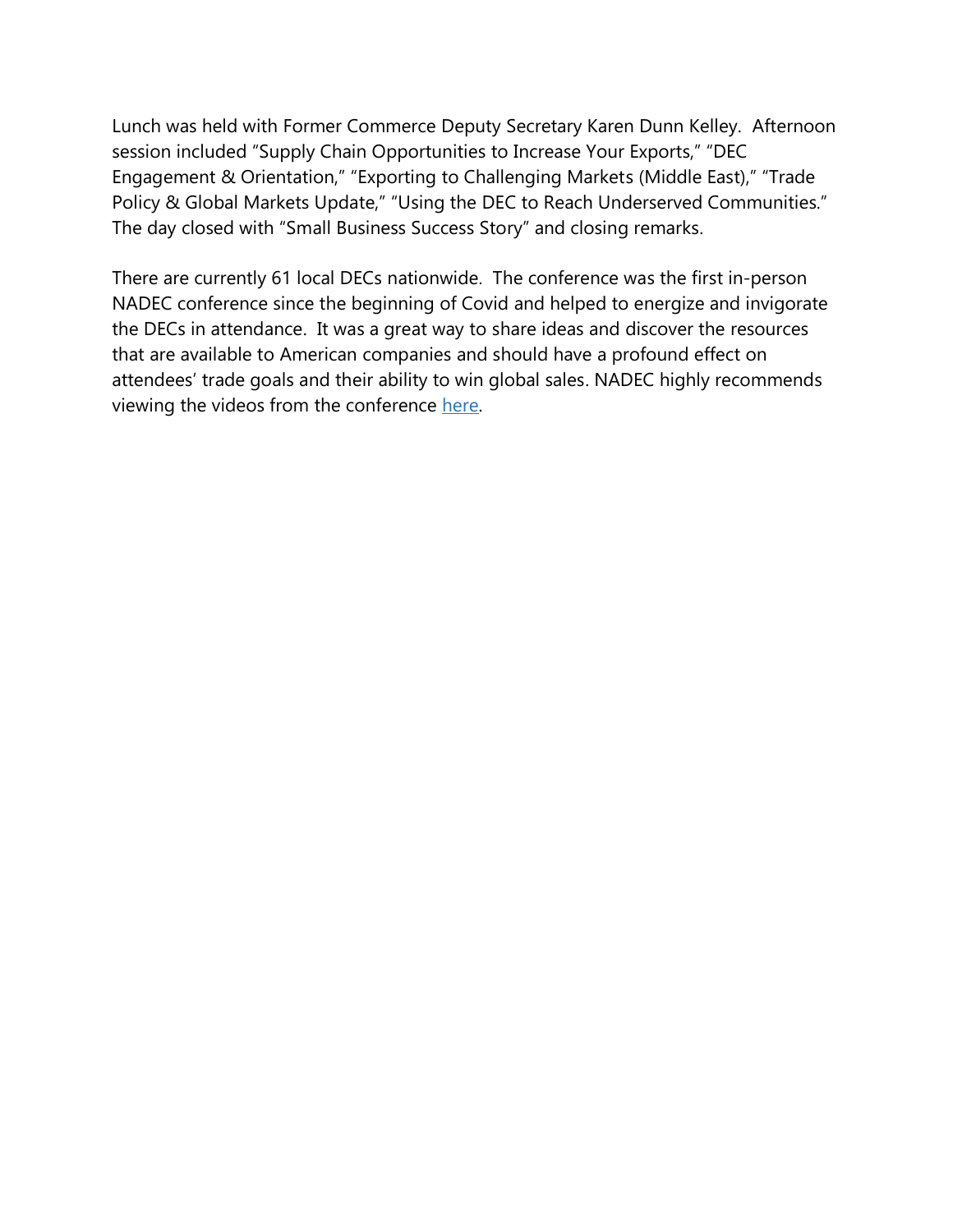Lunch was held with Former Commerce Deputy Secretary Karen Dunn Kelley. Afternoon session included "Supply Chain Opportunities to Increase Your Exports," "DEC Engagement & Orientation," "Exporting to Challenging Markets (Middle East)," "Trade Policy & Global Markets Update," "Using the DEC to Reach Underserved Communities." The day closed with "Small Business Success Story" and closing remarks.

There are currently 61 local DECs nationwide. The conference was the first in-person NADEC conference since the beginning of Covid and helped to energize and invigorate the DECs in attendance. It was a great way to share ideas and discover the resources that are available to American companies and should have a profound effect on attendees' trade goals and their ability to win global sales. NADEC highly recommends viewing the videos from the conference here.